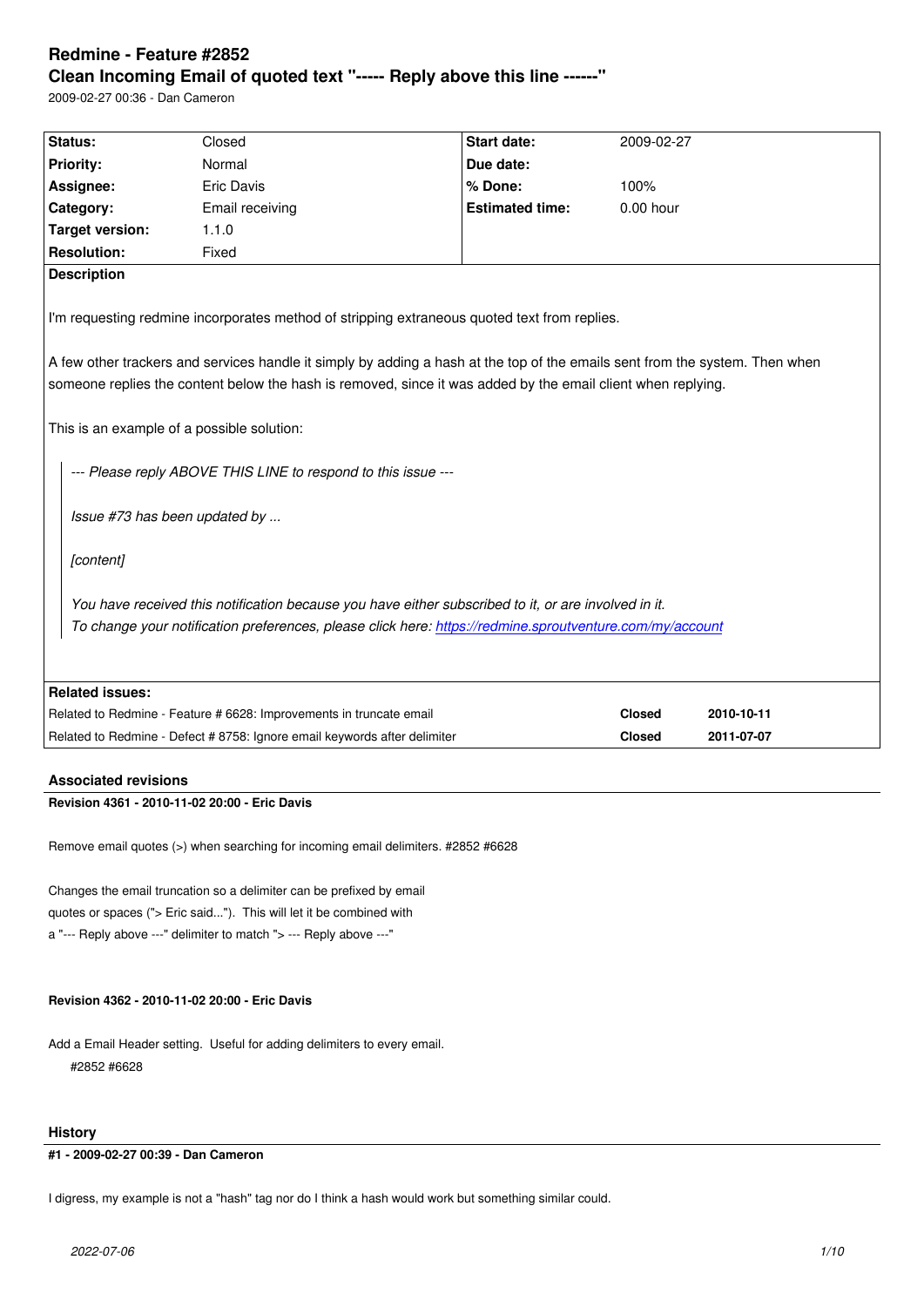# Redmine - Feature #2852

## Clean Incoming Email of quoted text "----- Reply above this line ------"

2009-02-27 00:36 - Dan Cameron

| Status: | Closed | Start date: | 2009-02-27 |
|---|---|---|---|
| Priority: | Normal | Due date: | |
| Assignee: | Eric Davis | % Done: | 100% |
| Category: | Email receiving | Estimated time: | 0.00 hour |
| Target version: | 1.1.0 | | |
| Resolution: | Fixed | | |

**Description**

I'm requesting redmine incorporates method of stripping extraneous quoted text from replies.

A few other trackers and services handle it simply by adding a hash at the top of the emails sent from the system. Then when someone replies the content below the hash is removed, since it was added by the email client when replying.

This is an example of a possible solution:

> *--- Please reply ABOVE THIS LINE to respond to this issue ---*
>
> *Issue #73 has been updated by ...*
>
> *[content]*
>
> *You have received this notification because you have either subscribed to it, or are involved in it.*
> *To change your notification preferences, please click here: https://redmine.sproutventure.com/my/account*

**Related issues:**

| | | |
|---|---|---|
| Related to Redmine - Feature # 6628: Improvements in truncate email | Closed | 2010-10-11 |
| Related to Redmine - Defect # 8758: Ignore email keywords after delimiter | Closed | 2011-07-07 |

### Associated revisions

**Revision 4361 - 2010-11-02 20:00 - Eric Davis**

Remove email quotes (>) when searching for incoming email delimiters. #2852 #6628

Changes the email truncation so a delimiter can be prefixed by email
quotes or spaces ("> Eric said..."). This will let it be combined with
a "--- Reply above ---" delimiter to match "> --- Reply above ---"

**Revision 4362 - 2010-11-02 20:00 - Eric Davis**

Add a Email Header setting. Useful for adding delimiters to every email.
#2852 #6628

### History

**#1 - 2009-02-27 00:39 - Dan Cameron**

I digress, my example is not a "hash" tag nor do I think a hash would work but something similar could.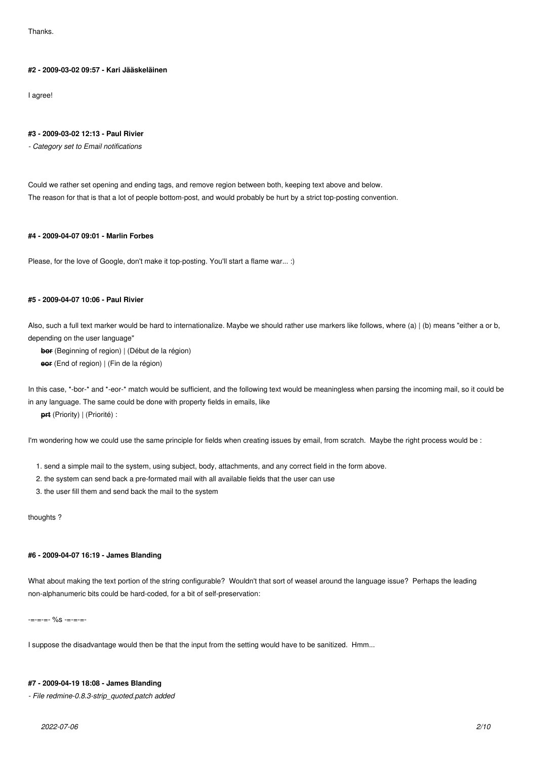Thanks.

#### #2 - 2009-03-02 09:57 - Kari Jääskeläinen

I agree!

#### #3 - 2009-03-02 12:13 - Paul Rivier

*- Category set to Email notifications*

Could we rather set opening and ending tags, and remove region between both, keeping text above and below.
The reason for that is that a lot of people bottom-post, and would probably be hurt by a strict top-posting convention.

#### #4 - 2009-04-07 09:01 - Marlin Forbes

Please, for the love of Google, don't make it top-posting. You'll start a flame war... :)

#### #5 - 2009-04-07 10:06 - Paul Rivier

Also, such a full text marker would be hard to internationalize. Maybe we should rather use markers like follows, where (a) | (b) means "either a or b, depending on the user language"

~~**bor**~~ (Beginning of region) | (Début de la région)
~~**eor**~~ (End of region) | (Fin de la région)

In this case, *-bor-* and *-eor-* match would be sufficient, and the following text would be meaningless when parsing the incoming mail, so it could be in any language. The same could be done with property fields in emails, like

~~**prt**~~ (Priority) | (Priorité) :

I'm wondering how we could use the same principle for fields when creating issues by email, from scratch. Maybe the right process would be :

1. send a simple mail to the system, using subject, body, attachments, and any correct field in the form above.
2. the system can send back a pre-formated mail with all available fields that the user can use
3. the user fill them and send back the mail to the system

thoughts ?

#### #6 - 2009-04-07 16:19 - James Blanding

What about making the text portion of the string configurable? Wouldn't that sort of weasel around the language issue? Perhaps the leading non-alphanumeric bits could be hard-coded, for a bit of self-preservation:

```
-=-=-=- %s -=-=-=-
```

I suppose the disadvantage would then be that the input from the setting would have to be sanitized. Hmm...

#### #7 - 2009-04-19 18:08 - James Blanding

*- File redmine-0.8.3-strip_quoted.patch added*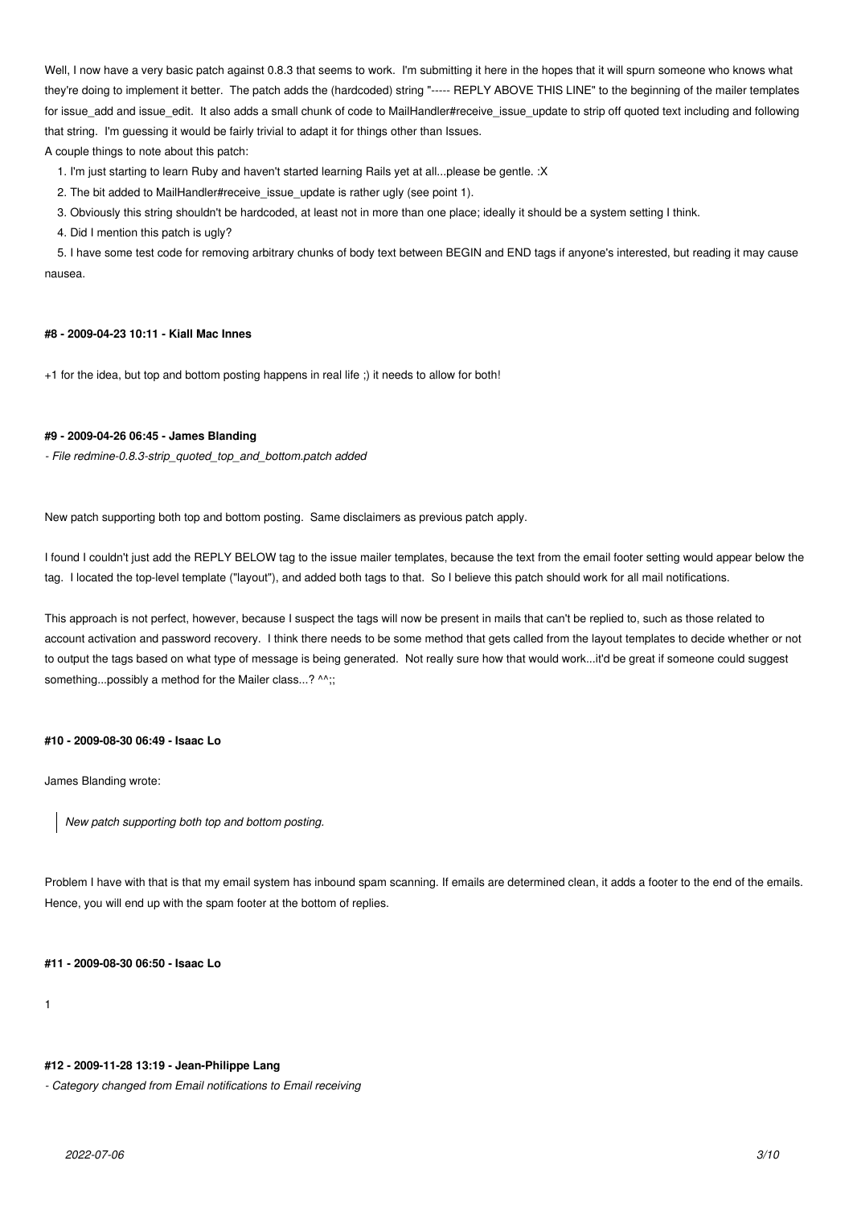Well, I now have a very basic patch against 0.8.3 that seems to work. I'm submitting it here in the hopes that it will spurn someone who knows what they're doing to implement it better. The patch adds the (hardcoded) string "----- REPLY ABOVE THIS LINE" to the beginning of the mailer templates for issue_add and issue_edit. It also adds a small chunk of code to MailHandler#receive_issue_update to strip off quoted text including and following that string. I'm guessing it would be fairly trivial to adapt it for things other than Issues.

A couple things to note about this patch:

1. I'm just starting to learn Ruby and haven't started learning Rails yet at all...please be gentle. :X
2. The bit added to MailHandler#receive_issue_update is rather ugly (see point 1).
3. Obviously this string shouldn't be hardcoded, at least not in more than one place; ideally it should be a system setting I think.
4. Did I mention this patch is ugly?
5. I have some test code for removing arbitrary chunks of body text between BEGIN and END tags if anyone's interested, but reading it may cause nausea.

#### #8 - 2009-04-23 10:11 - Kiall Mac Innes

+1 for the idea, but top and bottom posting happens in real life ;) it needs to allow for both!

#### #9 - 2009-04-26 06:45 - James Blanding

*- File redmine-0.8.3-strip_quoted_top_and_bottom.patch added*

New patch supporting both top and bottom posting. Same disclaimers as previous patch apply.

I found I couldn't just add the REPLY BELOW tag to the issue mailer templates, because the text from the email footer setting would appear below the tag. I located the top-level template ("layout"), and added both tags to that. So I believe this patch should work for all mail notifications.

This approach is not perfect, however, because I suspect the tags will now be present in mails that can't be replied to, such as those related to account activation and password recovery. I think there needs to be some method that gets called from the layout templates to decide whether or not to output the tags based on what type of message is being generated. Not really sure how that would work...it'd be great if someone could suggest something...possibly a method for the Mailer class...? ^^;;

#### #10 - 2009-08-30 06:49 - Isaac Lo

James Blanding wrote:

> *New patch supporting both top and bottom posting.*

Problem I have with that is that my email system has inbound spam scanning. If emails are determined clean, it adds a footer to the end of the emails. Hence, you will end up with the spam footer at the bottom of replies.

#### #11 - 2009-08-30 06:50 - Isaac Lo

1

#### #12 - 2009-11-28 13:19 - Jean-Philippe Lang

*- Category changed from Email notifications to Email receiving*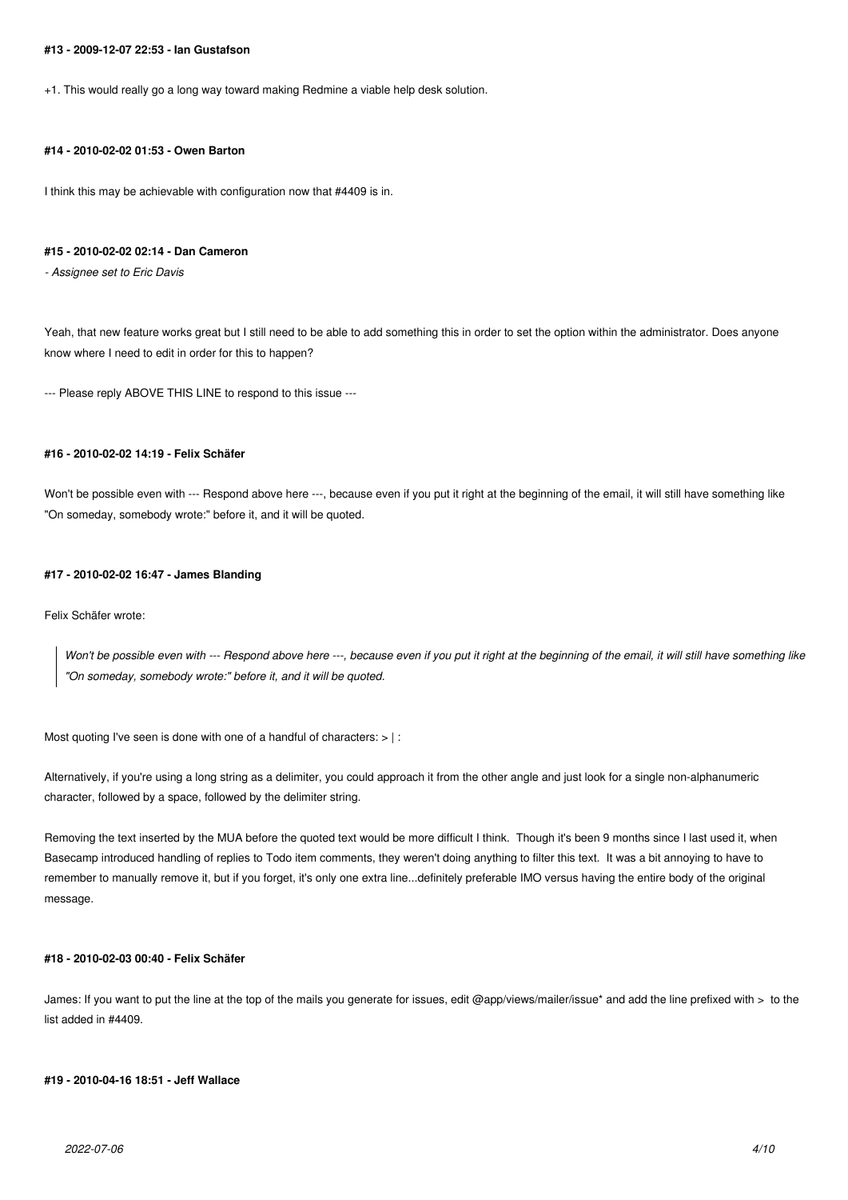#### #13 - 2009-12-07 22:53 - Ian Gustafson

+1. This would really go a long way toward making Redmine a viable help desk solution.

#### #14 - 2010-02-02 01:53 - Owen Barton

I think this may be achievable with configuration now that #4409 is in.

#### #15 - 2010-02-02 02:14 - Dan Cameron

*- Assignee set to Eric Davis*

Yeah, that new feature works great but I still need to be able to add something this in order to set the option within the administrator. Does anyone know where I need to edit in order for this to happen?

--- Please reply ABOVE THIS LINE to respond to this issue ---

#### #16 - 2010-02-02 14:19 - Felix Schäfer

Won't be possible even with --- Respond above here ---, because even if you put it right at the beginning of the email, it will still have something like "On someday, somebody wrote:" before it, and it will be quoted.

#### #17 - 2010-02-02 16:47 - James Blanding

Felix Schäfer wrote:

> *Won't be possible even with --- Respond above here ---, because even if you put it right at the beginning of the email, it will still have something like "On someday, somebody wrote:" before it, and it will be quoted.*

Most quoting I've seen is done with one of a handful of characters: > | :

Alternatively, if you're using a long string as a delimiter, you could approach it from the other angle and just look for a single non-alphanumeric character, followed by a space, followed by the delimiter string.

Removing the text inserted by the MUA before the quoted text would be more difficult I think. Though it's been 9 months since I last used it, when Basecamp introduced handling of replies to Todo item comments, they weren't doing anything to filter this text. It was a bit annoying to have to remember to manually remove it, but if you forget, it's only one extra line...definitely preferable IMO versus having the entire body of the original message.

#### #18 - 2010-02-03 00:40 - Felix Schäfer

James: If you want to put the line at the top of the mails you generate for issues, edit @app/views/mailer/issue* and add the line prefixed with > to the list added in #4409.

#### #19 - 2010-04-16 18:51 - Jeff Wallace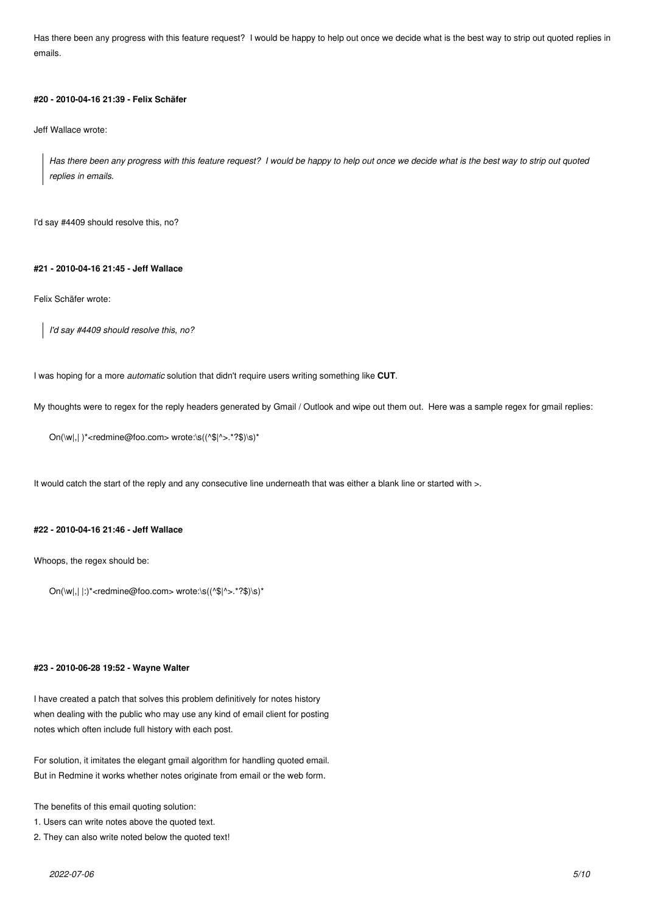Has there been any progress with this feature request?  I would be happy to help out once we decide what is the best way to strip out quoted replies in emails.

#### #20 - 2010-04-16 21:39 - Felix Schäfer

Jeff Wallace wrote:

> *Has there been any progress with this feature request?  I would be happy to help out once we decide what is the best way to strip out quoted replies in emails.*

I'd say #4409 should resolve this, no?

#### #21 - 2010-04-16 21:45 - Jeff Wallace

Felix Schäfer wrote:

> *I'd say #4409 should resolve this, no?*

I was hoping for a more *automatic* solution that didn't require users writing something like **CUT**.

My thoughts were to regex for the reply headers generated by Gmail / Outlook and wipe out them out.  Here was a sample regex for gmail replies:

```
On(\w|,| )*<redmine@foo.com> wrote:\s((^$|^>.*?$)\s)*
```

It would catch the start of the reply and any consecutive line underneath that was either a blank line or started with >.

#### #22 - 2010-04-16 21:46 - Jeff Wallace

Whoops, the regex should be:

```
On(\w|,| |:)*<redmine@foo.com> wrote:\s((^$|^>.*?$)\s)*
```

#### #23 - 2010-06-28 19:52 - Wayne Walter

I have created a patch that solves this problem definitively for notes history
when dealing with the public who may use any kind of email client for posting
notes which often include full history with each post.

For solution, it imitates the elegant gmail algorithm for handling quoted email.
But in Redmine it works whether notes originate from email or the web form.

The benefits of this email quoting solution:

1. Users can write notes above the quoted text.
2. They can also write noted below the quoted text!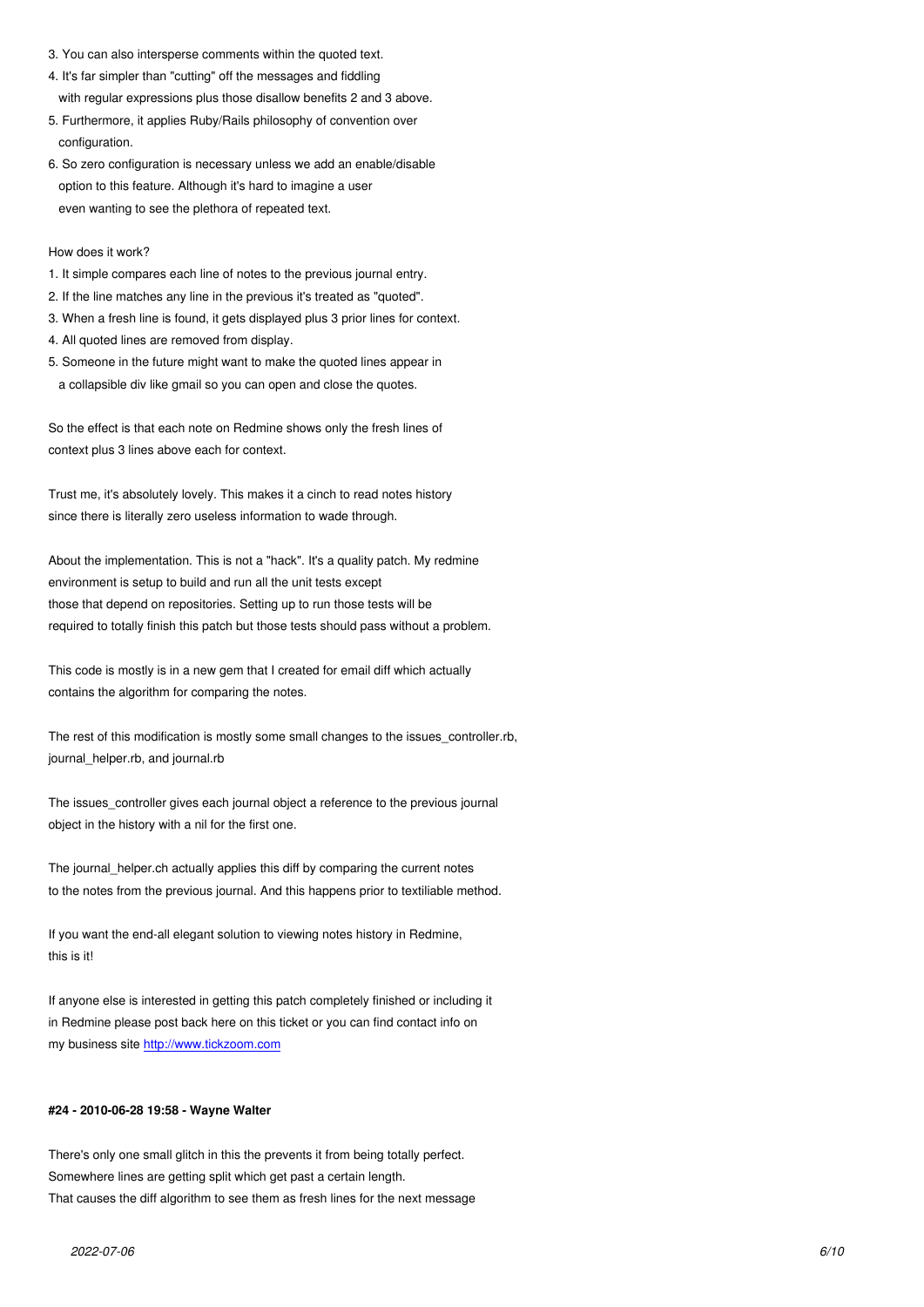3. You can also intersperse comments within the quoted text.
4. It's far simpler than "cutting" off the messages and fiddling with regular expressions plus those disallow benefits 2 and 3 above.
5. Furthermore, it applies Ruby/Rails philosophy of convention over configuration.
6. So zero configuration is necessary unless we add an enable/disable option to this feature. Although it's hard to imagine a user even wanting to see the plethora of repeated text.

How does it work?

1. It simple compares each line of notes to the previous journal entry.
2. If the line matches any line in the previous it's treated as "quoted".
3. When a fresh line is found, it gets displayed plus 3 prior lines for context.
4. All quoted lines are removed from display.
5. Someone in the future might want to make the quoted lines appear in a collapsible div like gmail so you can open and close the quotes.

So the effect is that each note on Redmine shows only the fresh lines of context plus 3 lines above each for context.

Trust me, it's absolutely lovely. This makes it a cinch to read notes history since there is literally zero useless information to wade through.

About the implementation. This is not a "hack". It's a quality patch. My redmine environment is setup to build and run all the unit tests except those that depend on repositories. Setting up to run those tests will be required to totally finish this patch but those tests should pass without a problem.

This code is mostly is in a new gem that I created for email diff which actually contains the algorithm for comparing the notes.

The rest of this modification is mostly some small changes to the issues_controller.rb, journal_helper.rb, and journal.rb

The issues_controller gives each journal object a reference to the previous journal object in the history with a nil for the first one.

The journal_helper.ch actually applies this diff by comparing the current notes to the notes from the previous journal. And this happens prior to textiliable method.

If you want the end-all elegant solution to viewing notes history in Redmine, this is it!

If anyone else is interested in getting this patch completely finished or including it in Redmine please post back here on this ticket or you can find contact info on my business site [http://www.tickzoom.com](http://www.tickzoom.com)

#### #24 - 2010-06-28 19:58 - Wayne Walter

There's only one small glitch in this the prevents it from being totally perfect.
Somewhere lines are getting split which get past a certain length.
That causes the diff algorithm to see them as fresh lines for the next message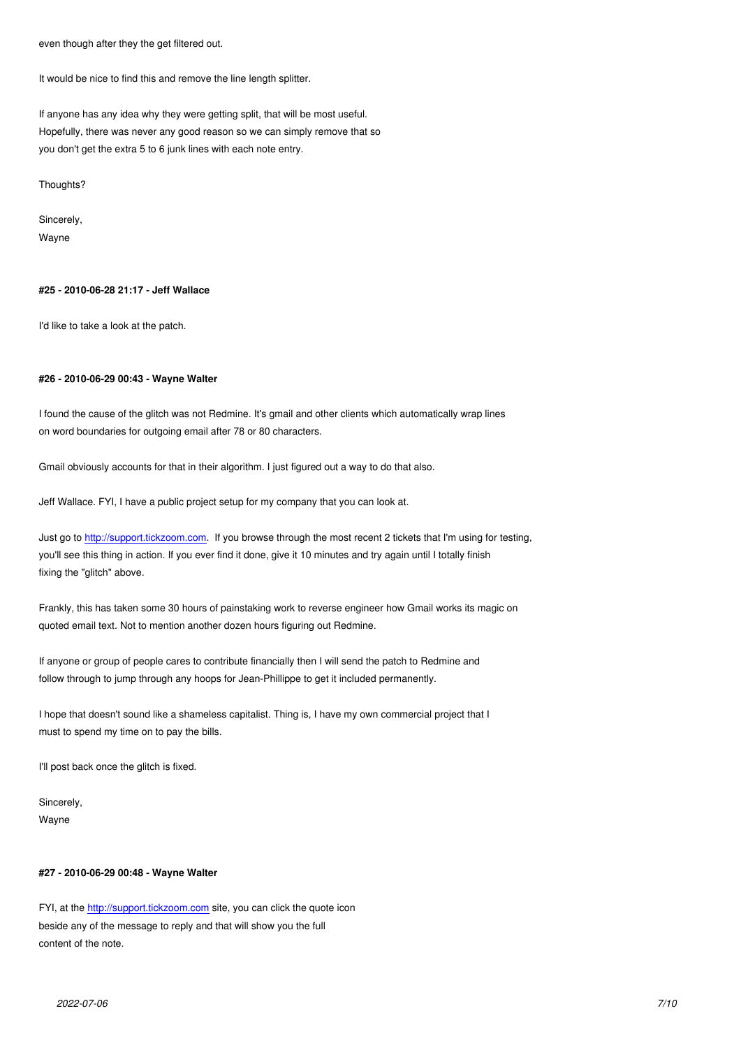even though after they the get filtered out.

It would be nice to find this and remove the line length splitter.

If anyone has any idea why they were getting split, that will be most useful.
Hopefully, there was never any good reason so we can simply remove that so
you don't get the extra 5 to 6 junk lines with each note entry.

Thoughts?

Sincerely,
Wayne

#### #25 - 2010-06-28 21:17 - Jeff Wallace

I'd like to take a look at the patch.

#### #26 - 2010-06-29 00:43 - Wayne Walter

I found the cause of the glitch was not Redmine. It's gmail and other clients which automatically wrap lines
on word boundaries for outgoing email after 78 or 80 characters.

Gmail obviously accounts for that in their algorithm. I just figured out a way to do that also.

Jeff Wallace. FYI, I have a public project setup for my company that you can look at.

Just go to [http://support.tickzoom.com](http://support.tickzoom.com). If you browse through the most recent 2 tickets that I'm using for testing,
you'll see this thing in action. If you ever find it done, give it 10 minutes and try again until I totally finish
fixing the "glitch" above.

Frankly, this has taken some 30 hours of painstaking work to reverse engineer how Gmail works its magic on
quoted email text. Not to mention another dozen hours figuring out Redmine.

If anyone or group of people cares to contribute financially then I will send the patch to Redmine and
follow through to jump through any hoops for Jean-Phillippe to get it included permanently.

I hope that doesn't sound like a shameless capitalist. Thing is, I have my own commercial project that I
must to spend my time on to pay the bills.

I'll post back once the glitch is fixed.

Sincerely,
Wayne

#### #27 - 2010-06-29 00:48 - Wayne Walter

FYI, at the [http://support.tickzoom.com](http://support.tickzoom.com) site, you can click the quote icon
beside any of the message to reply and that will show you the full
content of the note.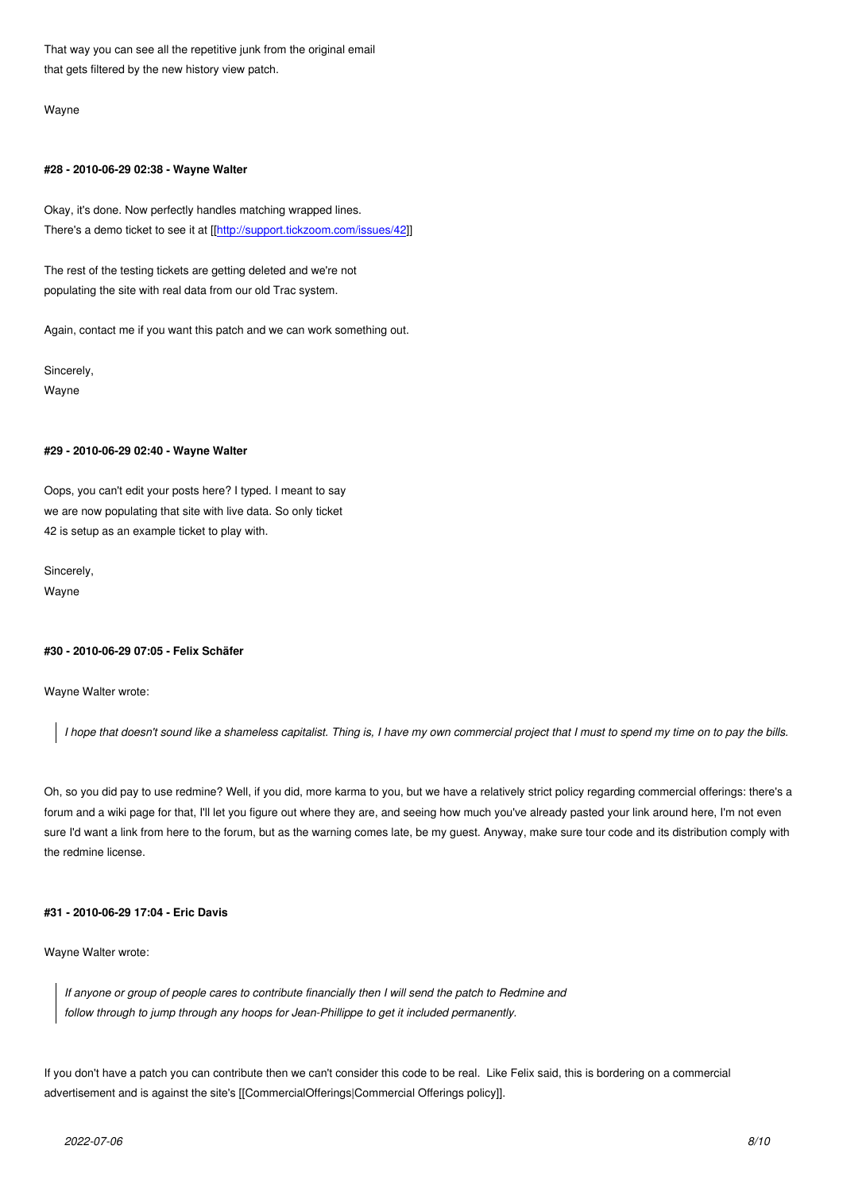That way you can see all the repetitive junk from the original email
that gets filtered by the new history view patch.

Wayne

#### #28 - 2010-06-29 02:38 - Wayne Walter

Okay, it's done. Now perfectly handles matching wrapped lines.
There's a demo ticket to see it at [[http://support.tickzoom.com/issues/42]]

The rest of the testing tickets are getting deleted and we're not
populating the site with real data from our old Trac system.

Again, contact me if you want this patch and we can work something out.

Sincerely,
Wayne

#### #29 - 2010-06-29 02:40 - Wayne Walter

Oops, you can't edit your posts here? I typed. I meant to say
we are now populating that site with live data. So only ticket
42 is setup as an example ticket to play with.

Sincerely,
Wayne

#### #30 - 2010-06-29 07:05 - Felix Schäfer

Wayne Walter wrote:

> *I hope that doesn't sound like a shameless capitalist. Thing is, I have my own commercial project that I must to spend my time on to pay the bills.*

Oh, so you did pay to use redmine? Well, if you did, more karma to you, but we have a relatively strict policy regarding commercial offerings: there's a forum and a wiki page for that, I'll let you figure out where they are, and seeing how much you've already pasted your link around here, I'm not even sure I'd want a link from here to the forum, but as the warning comes late, be my guest. Anyway, make sure tour code and its distribution comply with the redmine license.

#### #31 - 2010-06-29 17:04 - Eric Davis

Wayne Walter wrote:

> *If anyone or group of people cares to contribute financially then I will send the patch to Redmine and follow through to jump through any hoops for Jean-Phillippe to get it included permanently.*

If you don't have a patch you can contribute then we can't consider this code to be real. Like Felix said, this is bordering on a commercial advertisement and is against the site's [[CommercialOfferings|Commercial Offerings policy]].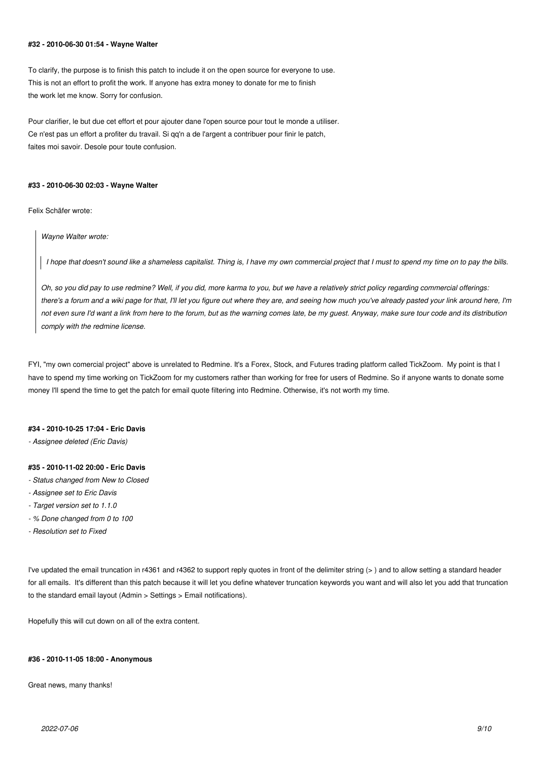#### #32 - 2010-06-30 01:54 - Wayne Walter

To clarify, the purpose is to finish this patch to include it on the open source for everyone to use.
This is not an effort to profit the work. If anyone has extra money to donate for me to finish
the work let me know. Sorry for confusion.

Pour clarifier, le but due cet effort et pour ajouter dane l'open source pour tout le monde a utiliser.
Ce n'est pas un effort a profiter du travail. Si qq'n a de l'argent a contribuer pour finir le patch,
faites moi savoir. Desole pour toute confusion.

#### #33 - 2010-06-30 02:03 - Wayne Walter

Felix Schäfer wrote:

> *Wayne Walter wrote:*
>
> > *I hope that doesn't sound like a shameless capitalist. Thing is, I have my own commercial project that I must to spend my time on to pay the bills.*
>
> *Oh, so you did pay to use redmine? Well, if you did, more karma to you, but we have a relatively strict policy regarding commercial offerings: there's a forum and a wiki page for that, I'll let you figure out where they are, and seeing how much you've already pasted your link around here, I'm not even sure I'd want a link from here to the forum, but as the warning comes late, be my guest. Anyway, make sure tour code and its distribution comply with the redmine license.*

FYI, "my own comercial project" above is unrelated to Redmine. It's a Forex, Stock, and Futures trading platform called TickZoom. My point is that I have to spend my time working on TickZoom for my customers rather than working for free for users of Redmine. So if anyone wants to donate some money I'll spend the time to get the patch for email quote filtering into Redmine. Otherwise, it's not worth my time.

#### #34 - 2010-10-25 17:04 - Eric Davis

- *Assignee deleted (Eric Davis)*

#### #35 - 2010-11-02 20:00 - Eric Davis

- *Status changed from New to Closed*
- *Assignee set to Eric Davis*
- *Target version set to 1.1.0*
- *% Done changed from 0 to 100*
- *Resolution set to Fixed*

I've updated the email truncation in r4361 and r4362 to support reply quotes in front of the delimiter string (> ) and to allow setting a standard header for all emails. It's different than this patch because it will let you define whatever truncation keywords you want and will also let you add that truncation to the standard email layout (Admin > Settings > Email notifications).

Hopefully this will cut down on all of the extra content.

#### #36 - 2010-11-05 18:00 - Anonymous

Great news, many thanks!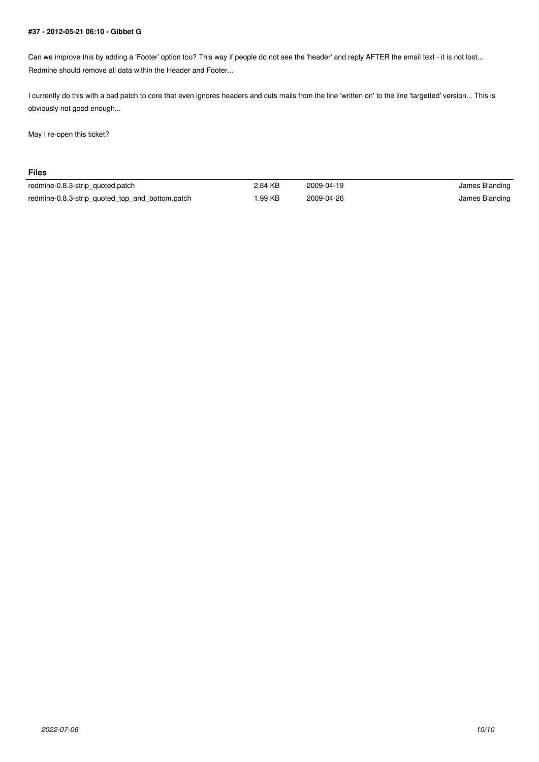#### #37 - 2012-05-21 06:10 - Gibbet G

Can we improve this by adding a 'Footer' option too? This way if people do not see the 'header' and reply AFTER the email text - it is not lost... Redmine should remove all data within the Header and Footer...

I currently do this with a bad patch to core that even ignores headers and cuts mails from the line 'written on' to the line 'targetted' version... This is obviously not good enough...

May I re-open this ticket?

### Files

| | | | |
|---|---|---|---|
| redmine-0.8.3-strip_quoted.patch | 2.84 KB | 2009-04-19 | James Blanding |
| redmine-0.8.3-strip_quoted_top_and_bottom.patch | 1.99 KB | 2009-04-26 | James Blanding |